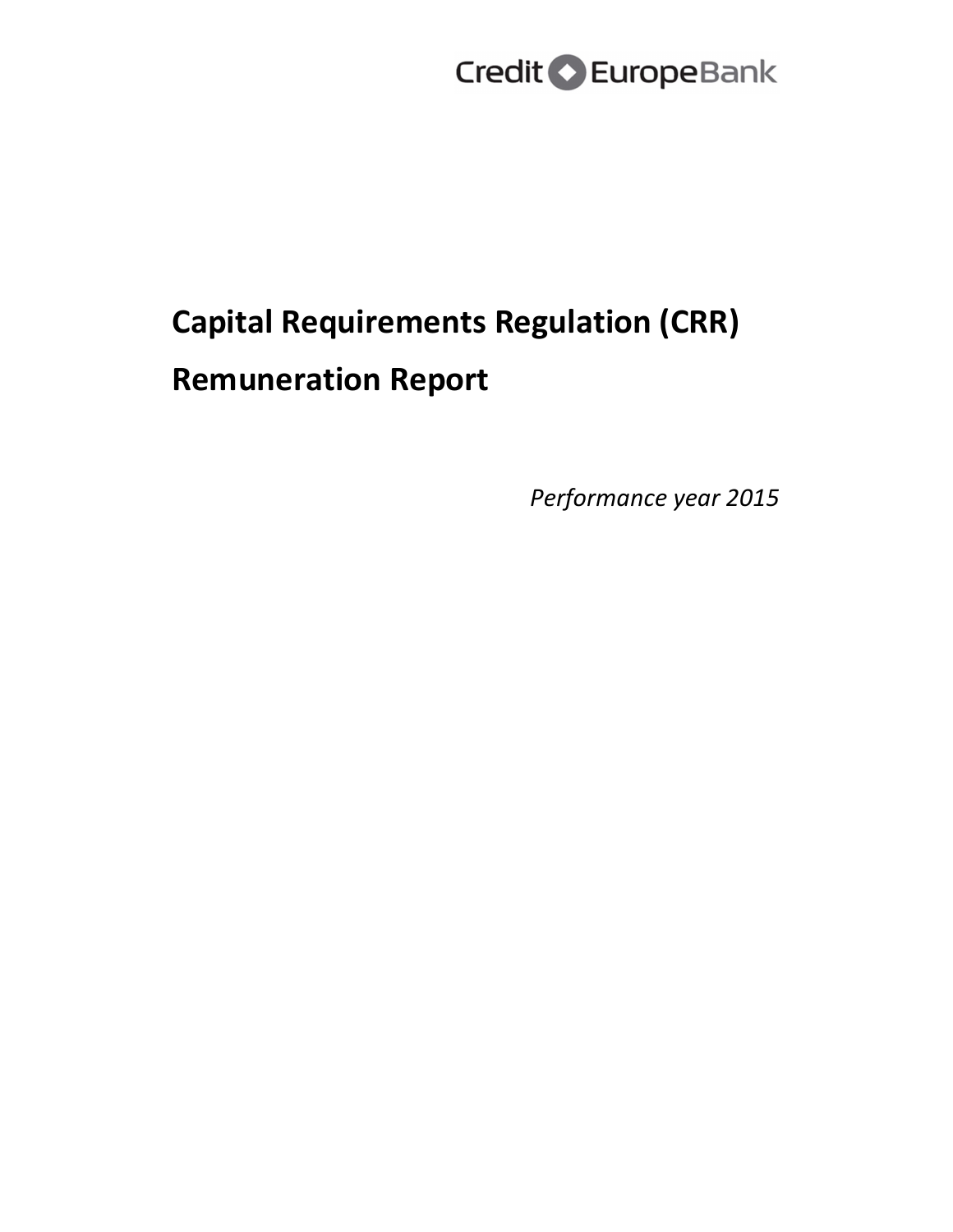Credit Europe Bank

# Capital Requirements Regulation (CRR)

# Remuneration Report

*Performance year 2015*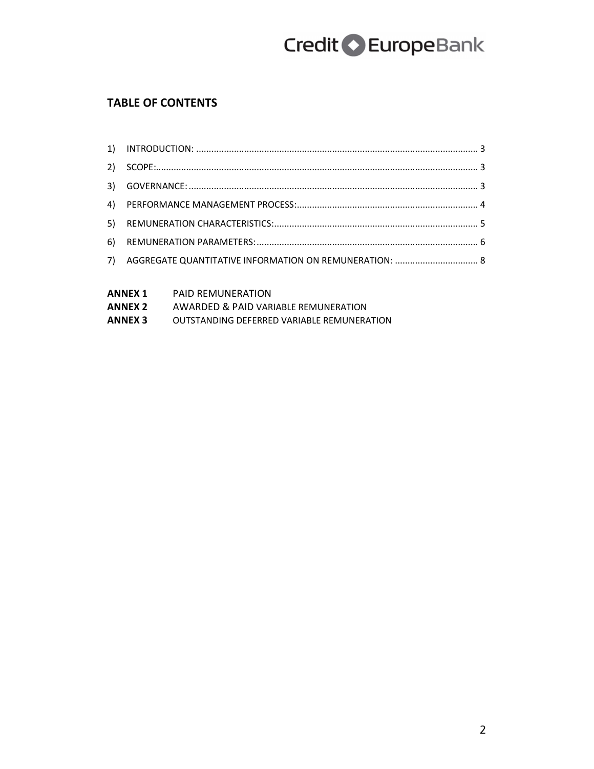## TABLE OF CONTENTS

1) INTRODUCTION: ............................................................................................................... 3
2) SCOPE:............................................................................................................................... 3
3) GOVERNANCE: .................................................................................................................. 3
4) PERFORMANCE MANAGEMENT PROCESS:........................................................................ 4
5) REMUNERATION CHARACTERISTICS:................................................................................. 5
6) REMUNERATION PARAMETERS:........................................................................................ 6
7) AGGREGATE QUANTITATIVE INFORMATION ON REMUNERATION: ................................. 8

**ANNEX 1** PAID REMUNERATION
**ANNEX 2** AWARDED & PAID VARIABLE REMUNERATION
**ANNEX 3** OUTSTANDING DEFERRED VARIABLE REMUNERATION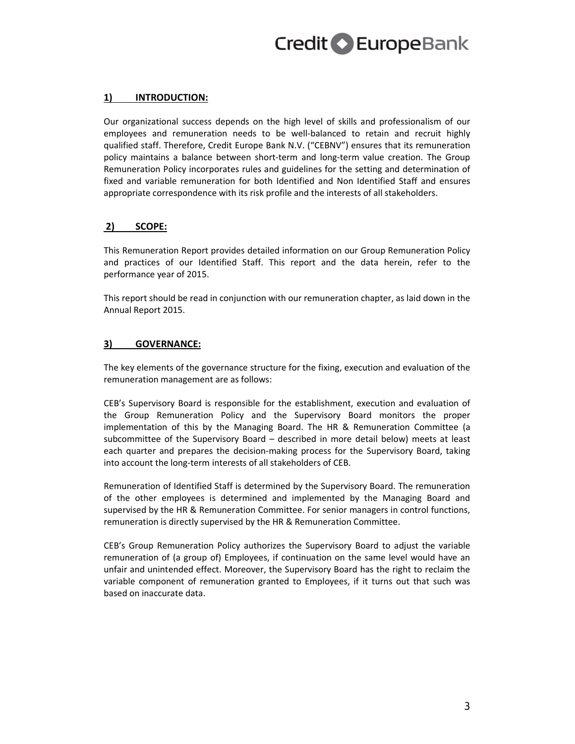## 1) INTRODUCTION:

Our organizational success depends on the high level of skills and professionalism of our employees and remuneration needs to be well-balanced to retain and recruit highly qualified staff. Therefore, Credit Europe Bank N.V. ("CEBNV") ensures that its remuneration policy maintains a balance between short-term and long-term value creation. The Group Remuneration Policy incorporates rules and guidelines for the setting and determination of fixed and variable remuneration for both Identified and Non Identified Staff and ensures appropriate correspondence with its risk profile and the interests of all stakeholders.

## 2) SCOPE:

This Remuneration Report provides detailed information on our Group Remuneration Policy and practices of our Identified Staff. This report and the data herein, refer to the performance year of 2015.

This report should be read in conjunction with our remuneration chapter, as laid down in the Annual Report 2015.

## 3) GOVERNANCE:

The key elements of the governance structure for the fixing, execution and evaluation of the remuneration management are as follows:

CEB's Supervisory Board is responsible for the establishment, execution and evaluation of the Group Remuneration Policy and the Supervisory Board monitors the proper implementation of this by the Managing Board. The HR & Remuneration Committee (a subcommittee of the Supervisory Board – described in more detail below) meets at least each quarter and prepares the decision-making process for the Supervisory Board, taking into account the long-term interests of all stakeholders of CEB.

Remuneration of Identified Staff is determined by the Supervisory Board. The remuneration of the other employees is determined and implemented by the Managing Board and supervised by the HR & Remuneration Committee. For senior managers in control functions, remuneration is directly supervised by the HR & Remuneration Committee.

CEB's Group Remuneration Policy authorizes the Supervisory Board to adjust the variable remuneration of (a group of) Employees, if continuation on the same level would have an unfair and unintended effect. Moreover, the Supervisory Board has the right to reclaim the variable component of remuneration granted to Employees, if it turns out that such was based on inaccurate data.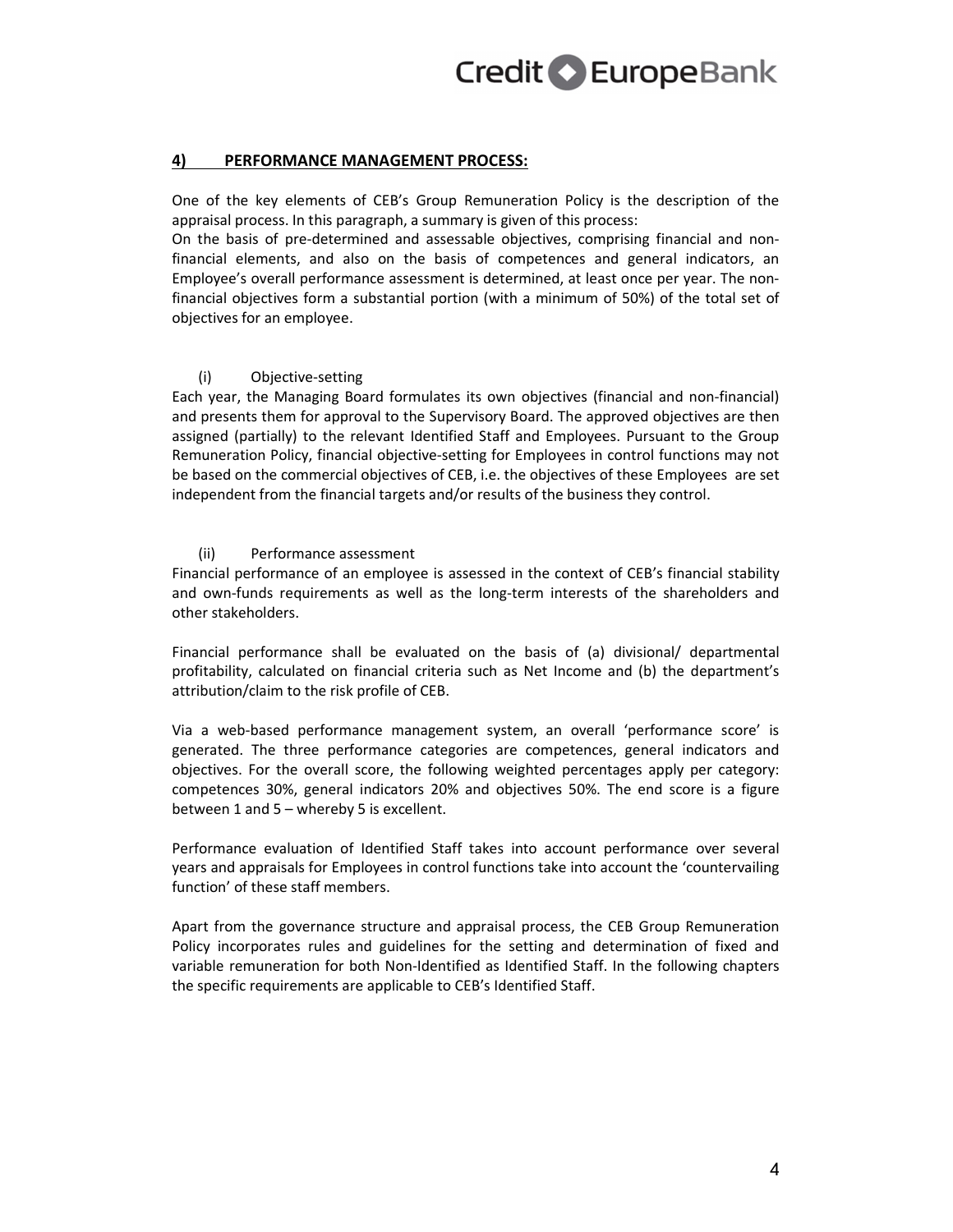## 4) PERFORMANCE MANAGEMENT PROCESS:

One of the key elements of CEB's Group Remuneration Policy is the description of the appraisal process. In this paragraph, a summary is given of this process:
On the basis of pre-determined and assessable objectives, comprising financial and non-financial elements, and also on the basis of competences and general indicators, an Employee's overall performance assessment is determined, at least once per year. The non-financial objectives form a substantial portion (with a minimum of 50%) of the total set of objectives for an employee.

(i) Objective-setting

Each year, the Managing Board formulates its own objectives (financial and non-financial) and presents them for approval to the Supervisory Board. The approved objectives are then assigned (partially) to the relevant Identified Staff and Employees. Pursuant to the Group Remuneration Policy, financial objective-setting for Employees in control functions may not be based on the commercial objectives of CEB, i.e. the objectives of these Employees are set independent from the financial targets and/or results of the business they control.

(ii) Performance assessment

Financial performance of an employee is assessed in the context of CEB's financial stability and own-funds requirements as well as the long-term interests of the shareholders and other stakeholders.

Financial performance shall be evaluated on the basis of (a) divisional/ departmental profitability, calculated on financial criteria such as Net Income and (b) the department's attribution/claim to the risk profile of CEB.

Via a web-based performance management system, an overall 'performance score' is generated. The three performance categories are competences, general indicators and objectives. For the overall score, the following weighted percentages apply per category: competences 30%, general indicators 20% and objectives 50%. The end score is a figure between 1 and 5 – whereby 5 is excellent.

Performance evaluation of Identified Staff takes into account performance over several years and appraisals for Employees in control functions take into account the 'countervailing function' of these staff members.

Apart from the governance structure and appraisal process, the CEB Group Remuneration Policy incorporates rules and guidelines for the setting and determination of fixed and variable remuneration for both Non-Identified as Identified Staff. In the following chapters the specific requirements are applicable to CEB's Identified Staff.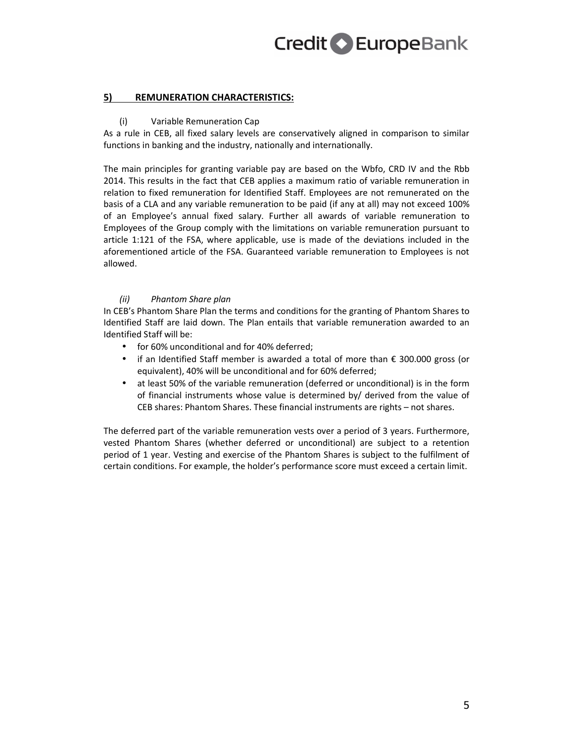## 5) REMUNERATION CHARACTERISTICS:

(i) Variable Remuneration Cap

As a rule in CEB, all fixed salary levels are conservatively aligned in comparison to similar functions in banking and the industry, nationally and internationally.

The main principles for granting variable pay are based on the Wbfo, CRD IV and the Rbb 2014. This results in the fact that CEB applies a maximum ratio of variable remuneration in relation to fixed remuneration for Identified Staff. Employees are not remunerated on the basis of a CLA and any variable remuneration to be paid (if any at all) may not exceed 100% of an Employee's annual fixed salary. Further all awards of variable remuneration to Employees of the Group comply with the limitations on variable remuneration pursuant to article 1:121 of the FSA, where applicable, use is made of the deviations included in the aforementioned article of the FSA. Guaranteed variable remuneration to Employees is not allowed.

*(ii) Phantom Share plan*

In CEB's Phantom Share Plan the terms and conditions for the granting of Phantom Shares to Identified Staff are laid down. The Plan entails that variable remuneration awarded to an Identified Staff will be:

- for 60% unconditional and for 40% deferred;
- if an Identified Staff member is awarded a total of more than € 300.000 gross (or equivalent), 40% will be unconditional and for 60% deferred;
- at least 50% of the variable remuneration (deferred or unconditional) is in the form of financial instruments whose value is determined by/ derived from the value of CEB shares: Phantom Shares. These financial instruments are rights – not shares.

The deferred part of the variable remuneration vests over a period of 3 years. Furthermore, vested Phantom Shares (whether deferred or unconditional) are subject to a retention period of 1 year. Vesting and exercise of the Phantom Shares is subject to the fulfilment of certain conditions. For example, the holder's performance score must exceed a certain limit.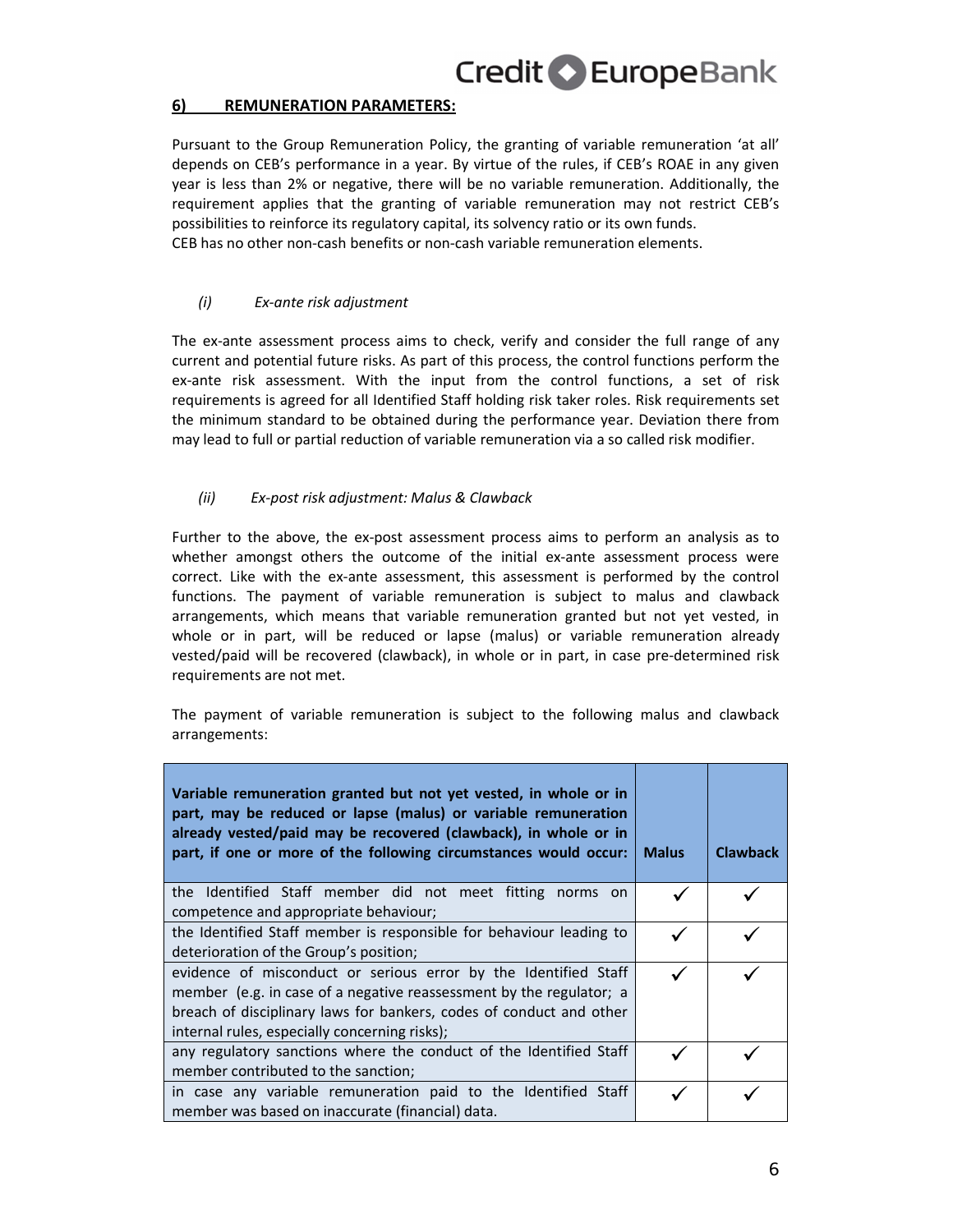## 6) REMUNERATION PARAMETERS:

Pursuant to the Group Remuneration Policy, the granting of variable remuneration 'at all' depends on CEB's performance in a year. By virtue of the rules, if CEB's ROAE in any given year is less than 2% or negative, there will be no variable remuneration. Additionally, the requirement applies that the granting of variable remuneration may not restrict CEB's possibilities to reinforce its regulatory capital, its solvency ratio or its own funds.
CEB has no other non-cash benefits or non-cash variable remuneration elements.

### *(i) Ex-ante risk adjustment*

The ex-ante assessment process aims to check, verify and consider the full range of any current and potential future risks. As part of this process, the control functions perform the ex-ante risk assessment. With the input from the control functions, a set of risk requirements is agreed for all Identified Staff holding risk taker roles. Risk requirements set the minimum standard to be obtained during the performance year. Deviation there from may lead to full or partial reduction of variable remuneration via a so called risk modifier.

### *(ii) Ex-post risk adjustment: Malus & Clawback*

Further to the above, the ex-post assessment process aims to perform an analysis as to whether amongst others the outcome of the initial ex-ante assessment process were correct. Like with the ex-ante assessment, this assessment is performed by the control functions. The payment of variable remuneration is subject to malus and clawback arrangements, which means that variable remuneration granted but not yet vested, in whole or in part, will be reduced or lapse (malus) or variable remuneration already vested/paid will be recovered (clawback), in whole or in part, in case pre-determined risk requirements are not met.

The payment of variable remuneration is subject to the following malus and clawback arrangements:

| **Variable remuneration granted but not yet vested, in whole or in part, may be reduced or lapse (malus) or variable remuneration already vested/paid may be recovered (clawback), in whole or in part, if one or more of the following circumstances would occur:** | **Malus** | **Clawback** |
|---|---|---|
| the Identified Staff member did not meet fitting norms on competence and appropriate behaviour; | ✓ | ✓ |
| the Identified Staff member is responsible for behaviour leading to deterioration of the Group's position; | ✓ | ✓ |
| evidence of misconduct or serious error by the Identified Staff member (e.g. in case of a negative reassessment by the regulator; a breach of disciplinary laws for bankers, codes of conduct and other internal rules, especially concerning risks); | ✓ | ✓ |
| any regulatory sanctions where the conduct of the Identified Staff member contributed to the sanction; | ✓ | ✓ |
| in case any variable remuneration paid to the Identified Staff member was based on inaccurate (financial) data. | ✓ | ✓ |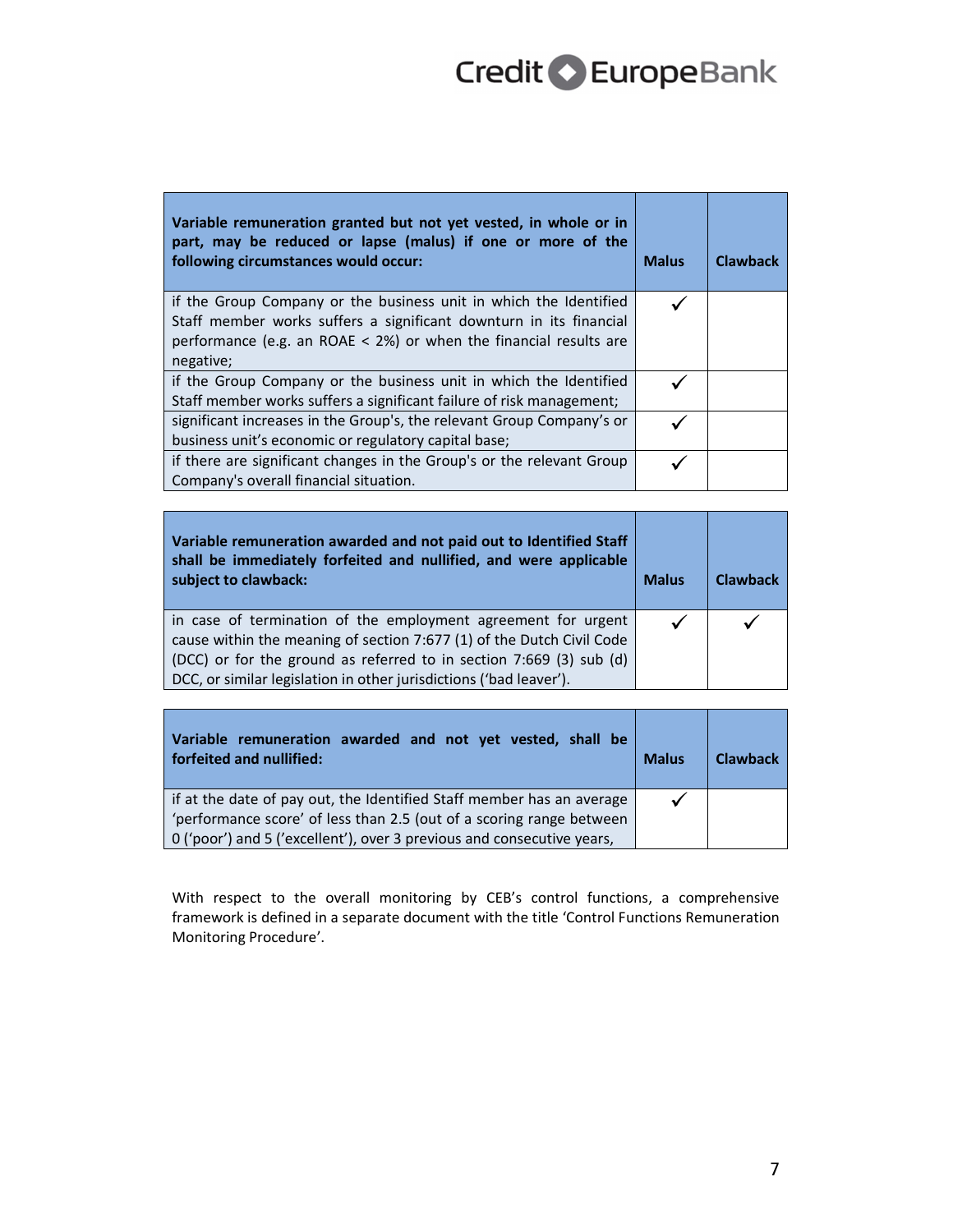| Variable remuneration granted but not yet vested, in whole or in part, may be reduced or lapse (malus) if one or more of the following circumstances would occur: | Malus | Clawback |
|---|---|---|
| if the Group Company or the business unit in which the Identified Staff member works suffers a significant downturn in its financial performance (e.g. an ROAE < 2%) or when the financial results are negative; | ✓ | |
| if the Group Company or the business unit in which the Identified Staff member works suffers a significant failure of risk management; | ✓ | |
| significant increases in the Group's, the relevant Group Company's or business unit's economic or regulatory capital base; | ✓ | |
| if there are significant changes in the Group's or the relevant Group Company's overall financial situation. | ✓ | |

| Variable remuneration awarded and not paid out to Identified Staff shall be immediately forfeited and nullified, and were applicable subject to clawback: | Malus | Clawback |
|---|---|---|
| in case of termination of the employment agreement for urgent cause within the meaning of section 7:677 (1) of the Dutch Civil Code (DCC) or for the ground as referred to in section 7:669 (3) sub (d) DCC, or similar legislation in other jurisdictions ('bad leaver'). | ✓ | ✓ |

| Variable remuneration awarded and not yet vested, shall be forfeited and nullified: | Malus | Clawback |
|---|---|---|
| if at the date of pay out, the Identified Staff member has an average 'performance score' of less than 2.5 (out of a scoring range between 0 ('poor') and 5 ('excellent'), over 3 previous and consecutive years, | ✓ | |

With respect to the overall monitoring by CEB's control functions, a comprehensive framework is defined in a separate document with the title 'Control Functions Remuneration Monitoring Procedure'.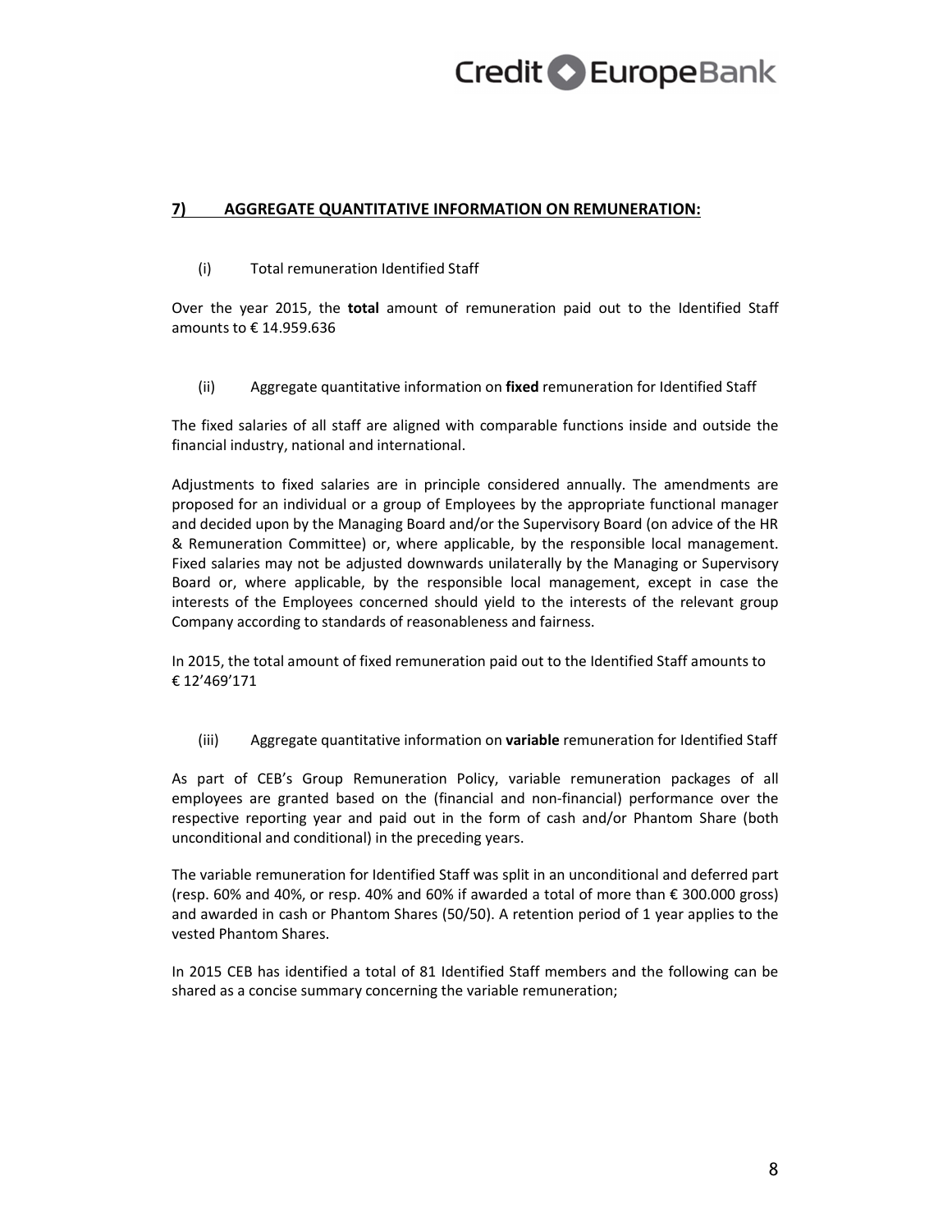## 7) AGGREGATE QUANTITATIVE INFORMATION ON REMUNERATION:

(i) Total remuneration Identified Staff

Over the year 2015, the **total** amount of remuneration paid out to the Identified Staff amounts to € 14.959.636

(ii) Aggregate quantitative information on **fixed** remuneration for Identified Staff

The fixed salaries of all staff are aligned with comparable functions inside and outside the financial industry, national and international.

Adjustments to fixed salaries are in principle considered annually. The amendments are proposed for an individual or a group of Employees by the appropriate functional manager and decided upon by the Managing Board and/or the Supervisory Board (on advice of the HR & Remuneration Committee) or, where applicable, by the responsible local management. Fixed salaries may not be adjusted downwards unilaterally by the Managing or Supervisory Board or, where applicable, by the responsible local management, except in case the interests of the Employees concerned should yield to the interests of the relevant group Company according to standards of reasonableness and fairness.

In 2015, the total amount of fixed remuneration paid out to the Identified Staff amounts to € 12'469'171

(iii) Aggregate quantitative information on **variable** remuneration for Identified Staff

As part of CEB's Group Remuneration Policy, variable remuneration packages of all employees are granted based on the (financial and non-financial) performance over the respective reporting year and paid out in the form of cash and/or Phantom Share (both unconditional and conditional) in the preceding years.

The variable remuneration for Identified Staff was split in an unconditional and deferred part (resp. 60% and 40%, or resp. 40% and 60% if awarded a total of more than € 300.000 gross) and awarded in cash or Phantom Shares (50/50). A retention period of 1 year applies to the vested Phantom Shares.

In 2015 CEB has identified a total of 81 Identified Staff members and the following can be shared as a concise summary concerning the variable remuneration;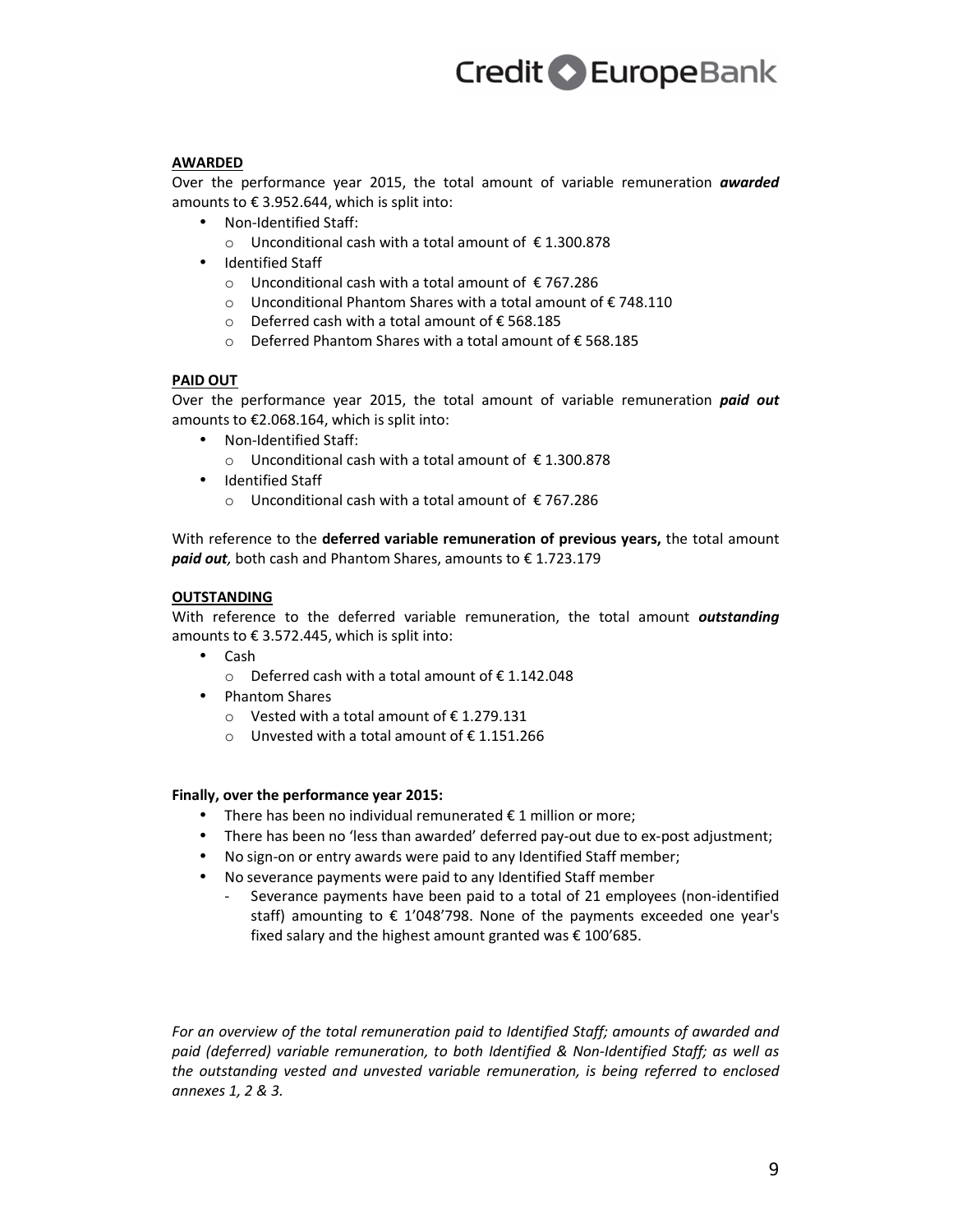**AWARDED**

Over the performance year 2015, the total amount of variable remuneration ***awarded*** amounts to € 3.952.644, which is split into:

- Non-Identified Staff:
  - Unconditional cash with a total amount of € 1.300.878
- Identified Staff
  - Unconditional cash with a total amount of € 767.286
  - Unconditional Phantom Shares with a total amount of € 748.110
  - Deferred cash with a total amount of € 568.185
  - Deferred Phantom Shares with a total amount of € 568.185

**PAID OUT**

Over the performance year 2015, the total amount of variable remuneration ***paid out*** amounts to €2.068.164, which is split into:

- Non-Identified Staff:
  - Unconditional cash with a total amount of € 1.300.878
- Identified Staff
  - Unconditional cash with a total amount of € 767.286

With reference to the **deferred variable remuneration of previous years,** the total amount ***paid out***, both cash and Phantom Shares, amounts to € 1.723.179

**OUTSTANDING**

With reference to the deferred variable remuneration, the total amount ***outstanding*** amounts to € 3.572.445, which is split into:

- Cash
  - Deferred cash with a total amount of € 1.142.048
- Phantom Shares
  - Vested with a total amount of € 1.279.131
  - Unvested with a total amount of € 1.151.266

**Finally, over the performance year 2015:**

- There has been no individual remunerated € 1 million or more;
- There has been no 'less than awarded' deferred pay-out due to ex-post adjustment;
- No sign-on or entry awards were paid to any Identified Staff member;
- No severance payments were paid to any Identified Staff member
  - Severance payments have been paid to a total of 21 employees (non-identified staff) amounting to € 1'048'798. None of the payments exceeded one year's fixed salary and the highest amount granted was € 100'685.

*For an overview of the total remuneration paid to Identified Staff; amounts of awarded and paid (deferred) variable remuneration, to both Identified & Non-Identified Staff; as well as the outstanding vested and unvested variable remuneration, is being referred to enclosed annexes 1, 2 & 3.*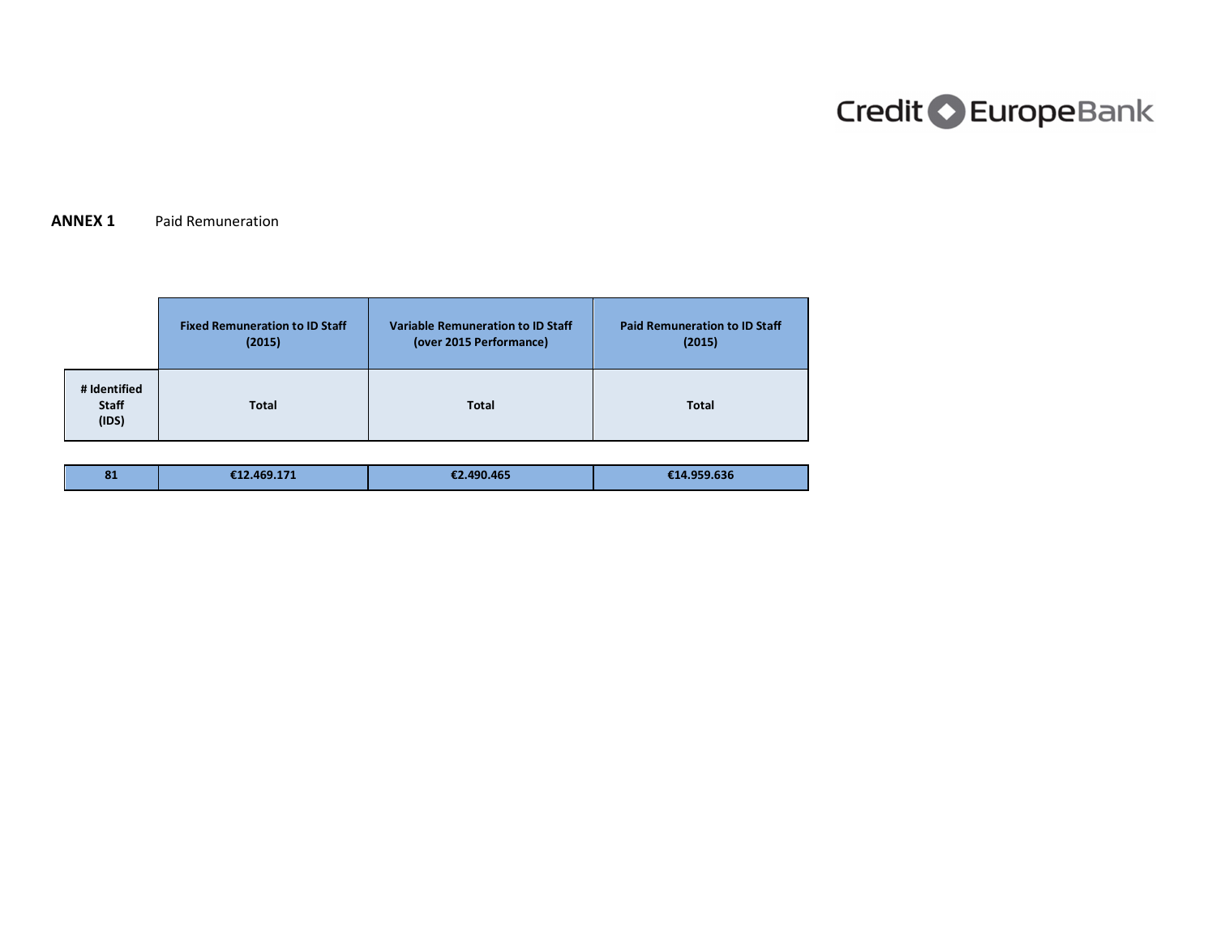**ANNEX 1** Paid Remuneration

| # Identified Staff (IDS) | Fixed Remuneration to ID Staff (2015) | Variable Remuneration to ID Staff (over 2015 Performance) | Paid Remuneration to ID Staff (2015) |
|---|---|---|---|
| | Total | Total | Total |
| 81 | €12.469.171 | €2.490.465 | €14.959.636 |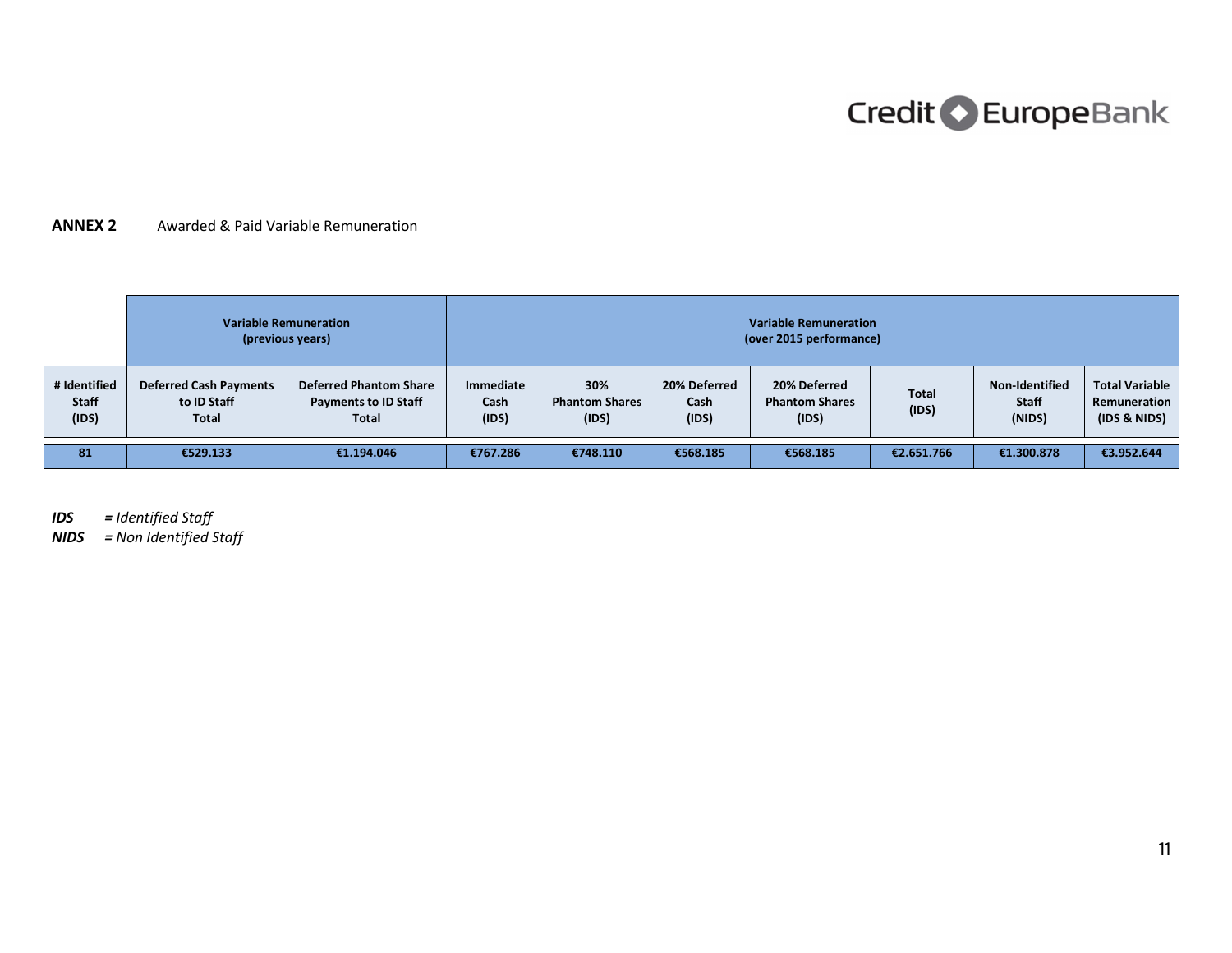**ANNEX 2** Awarded & Paid Variable Remuneration

| | Variable Remuneration (previous years) | | Variable Remuneration (over 2015 performance) | | | | | | |
|---|---|---|---|---|---|---|---|---|---|
| # Identified Staff (IDS) | Deferred Cash Payments to ID Staff Total | Deferred Phantom Share Payments to ID Staff Total | Immediate Cash (IDS) | 30% Phantom Shares (IDS) | 20% Deferred Cash (IDS) | 20% Deferred Phantom Shares (IDS) | Total (IDS) | Non-Identified Staff (NIDS) | Total Variable Remuneration (IDS & NIDS) |
| 81 | €529.133 | €1.194.046 | €767.286 | €748.110 | €568.185 | €568.185 | €2.651.766 | €1.300.878 | €3.952.644 |

***IDS*** *= Identified Staff*
***NIDS*** *= Non Identified Staff*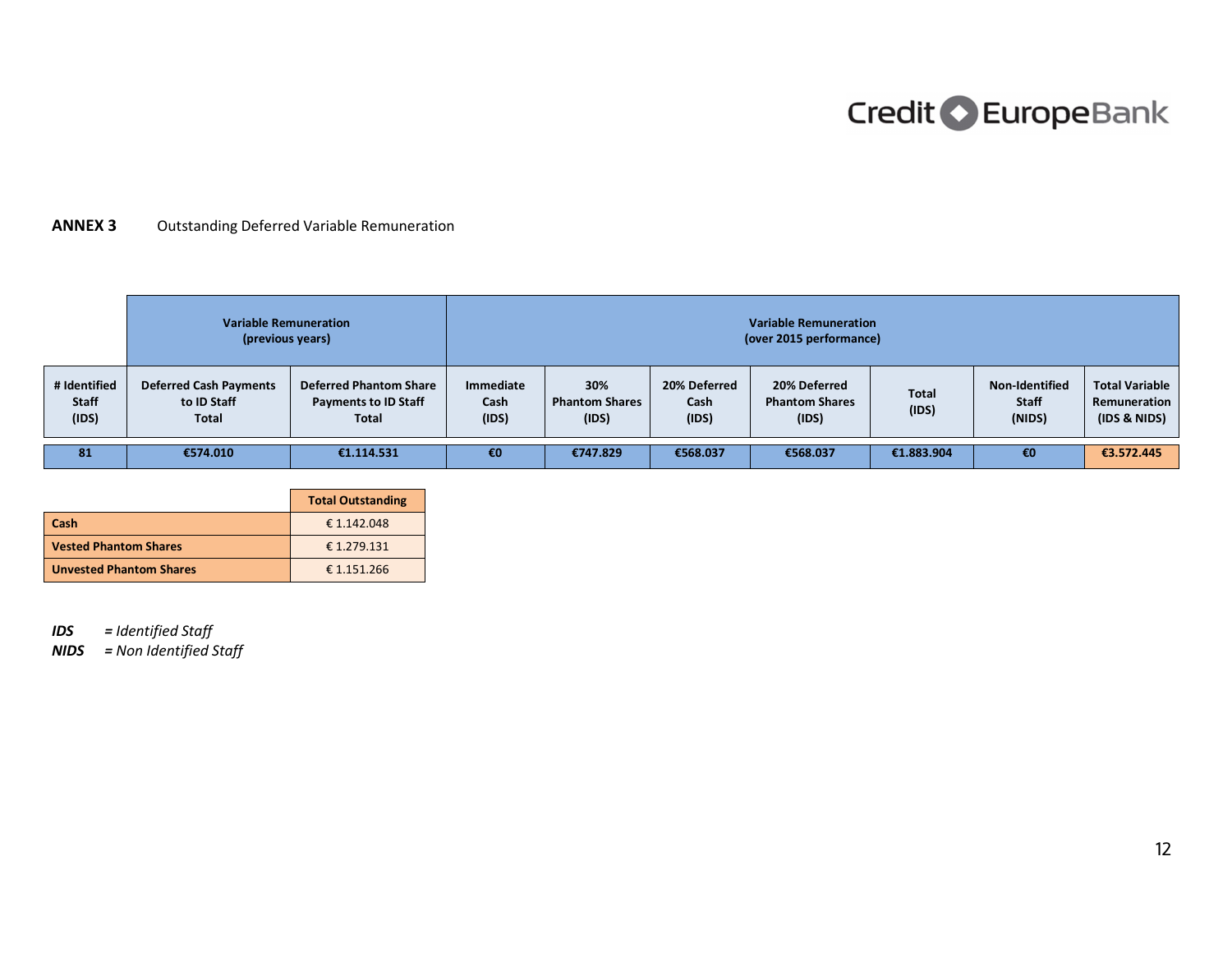**ANNEX 3** Outstanding Deferred Variable Remuneration

| | Variable Remuneration (previous years) | | Variable Remuneration (over 2015 performance) | | | | | | |
|---|---|---|---|---|---|---|---|---|---|
| # Identified Staff (IDS) | Deferred Cash Payments to ID Staff Total | Deferred Phantom Share Payments to ID Staff Total | Immediate Cash (IDS) | 30% Phantom Shares (IDS) | 20% Deferred Cash (IDS) | 20% Deferred Phantom Shares (IDS) | Total (IDS) | Non-Identified Staff (NIDS) | Total Variable Remuneration (IDS & NIDS) |
| 81 | €574.010 | €1.114.531 | €0 | €747.829 | €568.037 | €568.037 | €1.883.904 | €0 | €3.572.445 |

| | Total Outstanding |
|---|---|
| **Cash** | € 1.142.048 |
| **Vested Phantom Shares** | € 1.279.131 |
| **Unvested Phantom Shares** | € 1.151.266 |

***IDS*** *= Identified Staff*
***NIDS*** *= Non Identified Staff*